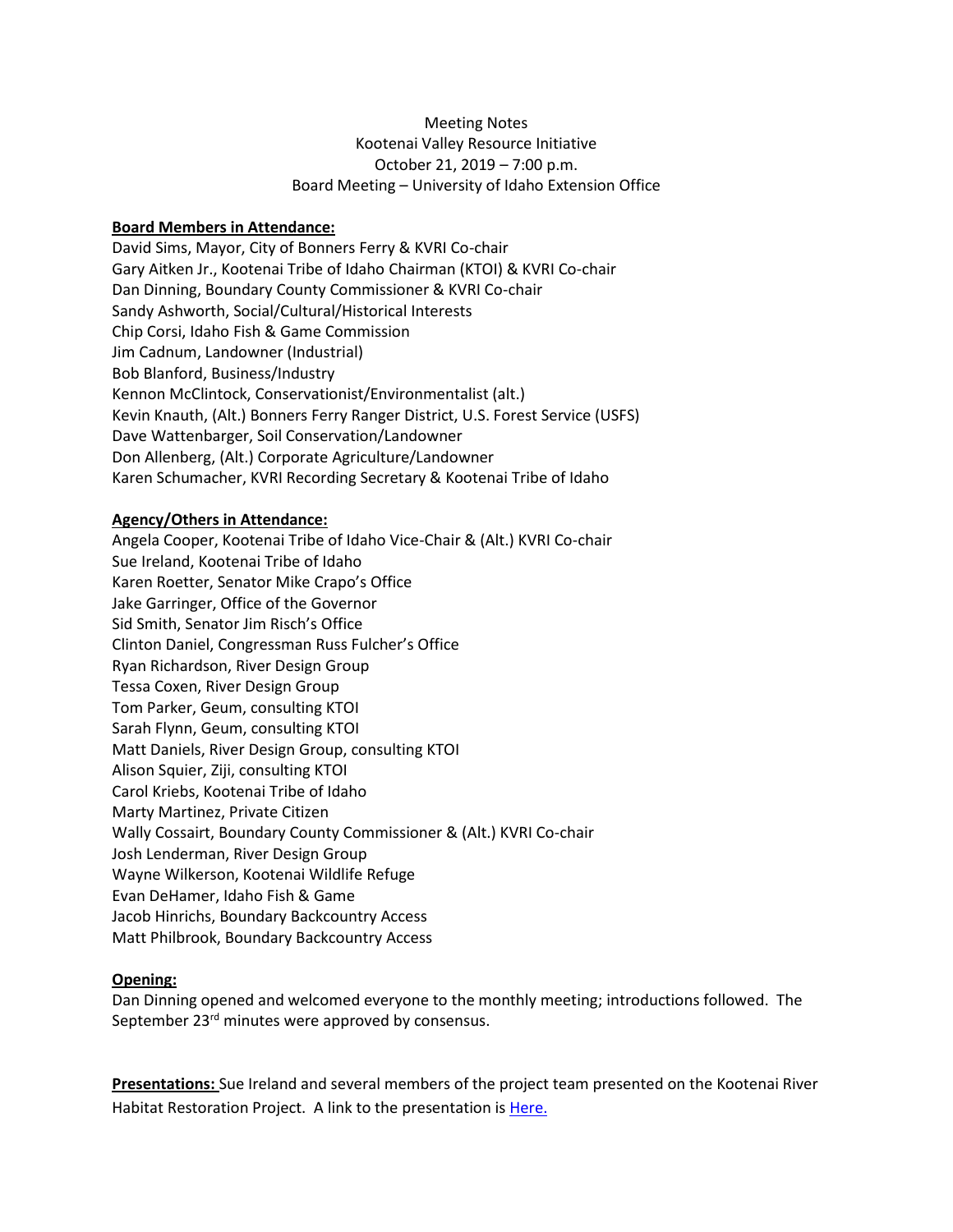Meeting Notes
Kootenai Valley Resource Initiative
October 21, 2019 – 7:00 p.m.
Board Meeting – University of Idaho Extension Office

**Board Members in Attendance:**

David Sims, Mayor, City of Bonners Ferry & KVRI Co-chair
Gary Aitken Jr., Kootenai Tribe of Idaho Chairman (KTOI) & KVRI Co-chair
Dan Dinning, Boundary County Commissioner & KVRI Co-chair
Sandy Ashworth, Social/Cultural/Historical Interests
Chip Corsi, Idaho Fish & Game Commission
Jim Cadnum, Landowner (Industrial)
Bob Blanford, Business/Industry
Kennon McClintock, Conservationist/Environmentalist (alt.)
Kevin Knauth, (Alt.) Bonners Ferry Ranger District, U.S. Forest Service (USFS)
Dave Wattenbarger, Soil Conservation/Landowner
Don Allenberg, (Alt.) Corporate Agriculture/Landowner
Karen Schumacher, KVRI Recording Secretary & Kootenai Tribe of Idaho

**Agency/Others in Attendance:**

Angela Cooper, Kootenai Tribe of Idaho Vice-Chair & (Alt.) KVRI Co-chair
Sue Ireland, Kootenai Tribe of Idaho
Karen Roetter, Senator Mike Crapo's Office
Jake Garringer, Office of the Governor
Sid Smith, Senator Jim Risch's Office
Clinton Daniel, Congressman Russ Fulcher's Office
Ryan Richardson, River Design Group
Tessa Coxen, River Design Group
Tom Parker, Geum, consulting KTOI
Sarah Flynn, Geum, consulting KTOI
Matt Daniels, River Design Group, consulting KTOI
Alison Squier, Ziji, consulting KTOI
Carol Kriebs, Kootenai Tribe of Idaho
Marty Martinez, Private Citizen
Wally Cossairt, Boundary County Commissioner & (Alt.) KVRI Co-chair
Josh Lenderman, River Design Group
Wayne Wilkerson, Kootenai Wildlife Refuge
Evan DeHamer, Idaho Fish & Game
Jacob Hinrichs, Boundary Backcountry Access
Matt Philbrook, Boundary Backcountry Access

**Opening:**

Dan Dinning opened and welcomed everyone to the monthly meeting; introductions followed. The September 23rd minutes were approved by consensus.

**Presentations:** Sue Ireland and several members of the project team presented on the Kootenai River Habitat Restoration Project. A link to the presentation is Here.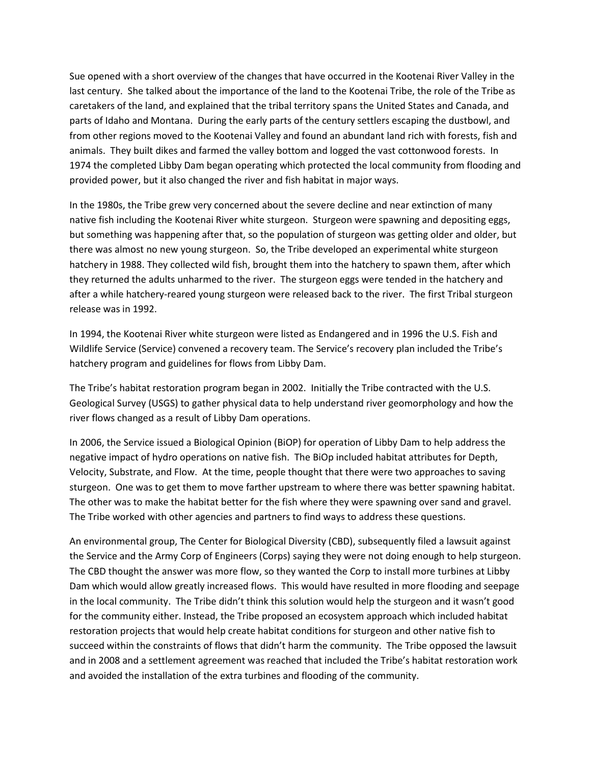Sue opened with a short overview of the changes that have occurred in the Kootenai River Valley in the last century. She talked about the importance of the land to the Kootenai Tribe, the role of the Tribe as caretakers of the land, and explained that the tribal territory spans the United States and Canada, and parts of Idaho and Montana. During the early parts of the century settlers escaping the dustbowl, and from other regions moved to the Kootenai Valley and found an abundant land rich with forests, fish and animals. They built dikes and farmed the valley bottom and logged the vast cottonwood forests. In 1974 the completed Libby Dam began operating which protected the local community from flooding and provided power, but it also changed the river and fish habitat in major ways.

In the 1980s, the Tribe grew very concerned about the severe decline and near extinction of many native fish including the Kootenai River white sturgeon. Sturgeon were spawning and depositing eggs, but something was happening after that, so the population of sturgeon was getting older and older, but there was almost no new young sturgeon. So, the Tribe developed an experimental white sturgeon hatchery in 1988. They collected wild fish, brought them into the hatchery to spawn them, after which they returned the adults unharmed to the river. The sturgeon eggs were tended in the hatchery and after a while hatchery-reared young sturgeon were released back to the river. The first Tribal sturgeon release was in 1992.

In 1994, the Kootenai River white sturgeon were listed as Endangered and in 1996 the U.S. Fish and Wildlife Service (Service) convened a recovery team. The Service's recovery plan included the Tribe's hatchery program and guidelines for flows from Libby Dam.

The Tribe's habitat restoration program began in 2002. Initially the Tribe contracted with the U.S. Geological Survey (USGS) to gather physical data to help understand river geomorphology and how the river flows changed as a result of Libby Dam operations.

In 2006, the Service issued a Biological Opinion (BiOP) for operation of Libby Dam to help address the negative impact of hydro operations on native fish. The BiOp included habitat attributes for Depth, Velocity, Substrate, and Flow. At the time, people thought that there were two approaches to saving sturgeon. One was to get them to move farther upstream to where there was better spawning habitat. The other was to make the habitat better for the fish where they were spawning over sand and gravel. The Tribe worked with other agencies and partners to find ways to address these questions.

An environmental group, The Center for Biological Diversity (CBD), subsequently filed a lawsuit against the Service and the Army Corp of Engineers (Corps) saying they were not doing enough to help sturgeon. The CBD thought the answer was more flow, so they wanted the Corp to install more turbines at Libby Dam which would allow greatly increased flows. This would have resulted in more flooding and seepage in the local community. The Tribe didn't think this solution would help the sturgeon and it wasn't good for the community either. Instead, the Tribe proposed an ecosystem approach which included habitat restoration projects that would help create habitat conditions for sturgeon and other native fish to succeed within the constraints of flows that didn't harm the community. The Tribe opposed the lawsuit and in 2008 and a settlement agreement was reached that included the Tribe's habitat restoration work and avoided the installation of the extra turbines and flooding of the community.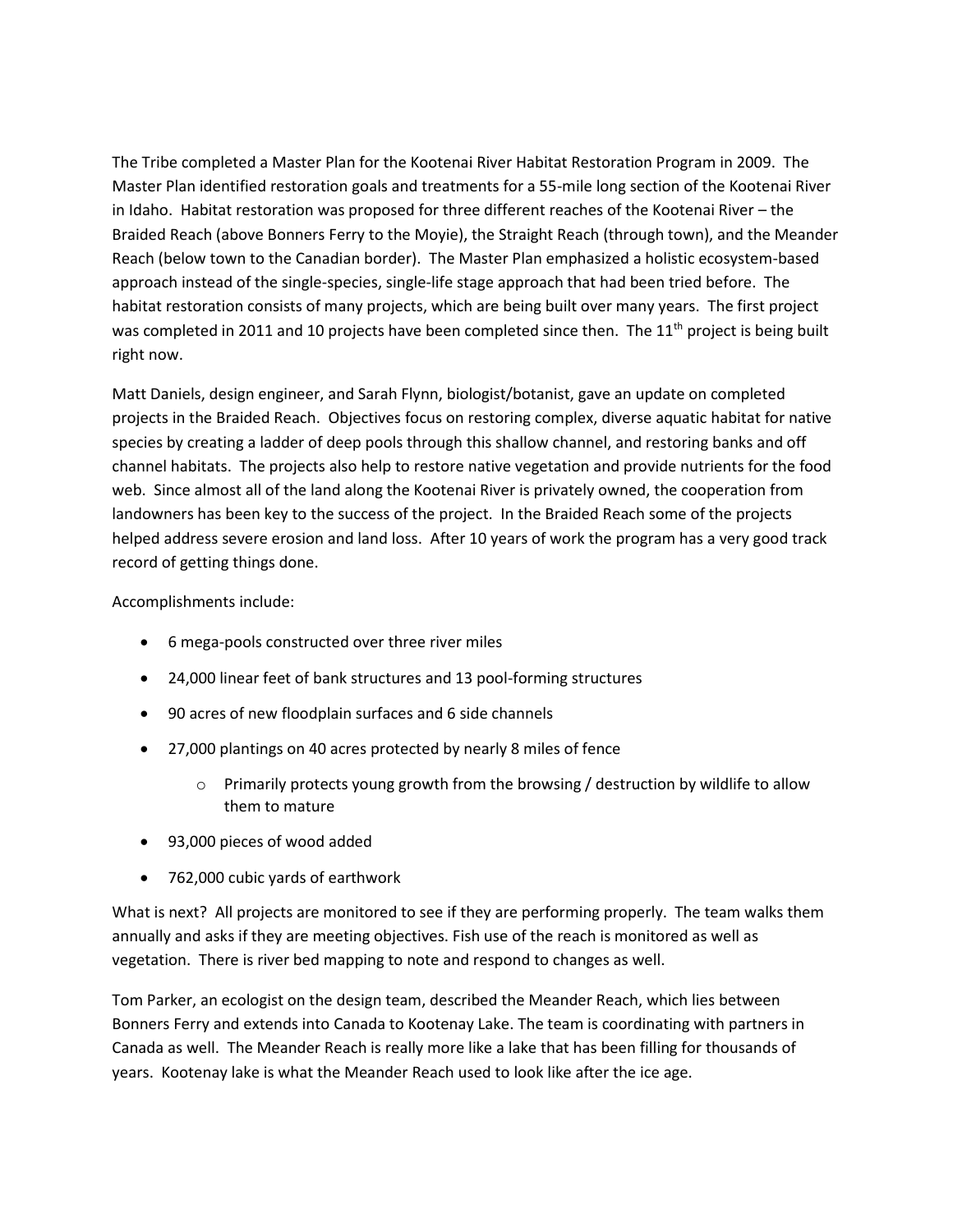The Tribe completed a Master Plan for the Kootenai River Habitat Restoration Program in 2009. The Master Plan identified restoration goals and treatments for a 55-mile long section of the Kootenai River in Idaho. Habitat restoration was proposed for three different reaches of the Kootenai River – the Braided Reach (above Bonners Ferry to the Moyie), the Straight Reach (through town), and the Meander Reach (below town to the Canadian border). The Master Plan emphasized a holistic ecosystem-based approach instead of the single-species, single-life stage approach that had been tried before. The habitat restoration consists of many projects, which are being built over many years. The first project was completed in 2011 and 10 projects have been completed since then. The 11th project is being built right now.

Matt Daniels, design engineer, and Sarah Flynn, biologist/botanist, gave an update on completed projects in the Braided Reach. Objectives focus on restoring complex, diverse aquatic habitat for native species by creating a ladder of deep pools through this shallow channel, and restoring banks and off channel habitats. The projects also help to restore native vegetation and provide nutrients for the food web. Since almost all of the land along the Kootenai River is privately owned, the cooperation from landowners has been key to the success of the project. In the Braided Reach some of the projects helped address severe erosion and land loss. After 10 years of work the program has a very good track record of getting things done.

Accomplishments include:

- 6 mega-pools constructed over three river miles
- 24,000 linear feet of bank structures and 13 pool-forming structures
- 90 acres of new floodplain surfaces and 6 side channels
- 27,000 plantings on 40 acres protected by nearly 8 miles of fence
    - Primarily protects young growth from the browsing / destruction by wildlife to allow them to mature
- 93,000 pieces of wood added
- 762,000 cubic yards of earthwork

What is next? All projects are monitored to see if they are performing properly. The team walks them annually and asks if they are meeting objectives. Fish use of the reach is monitored as well as vegetation. There is river bed mapping to note and respond to changes as well.

Tom Parker, an ecologist on the design team, described the Meander Reach, which lies between Bonners Ferry and extends into Canada to Kootenay Lake. The team is coordinating with partners in Canada as well. The Meander Reach is really more like a lake that has been filling for thousands of years. Kootenay lake is what the Meander Reach used to look like after the ice age.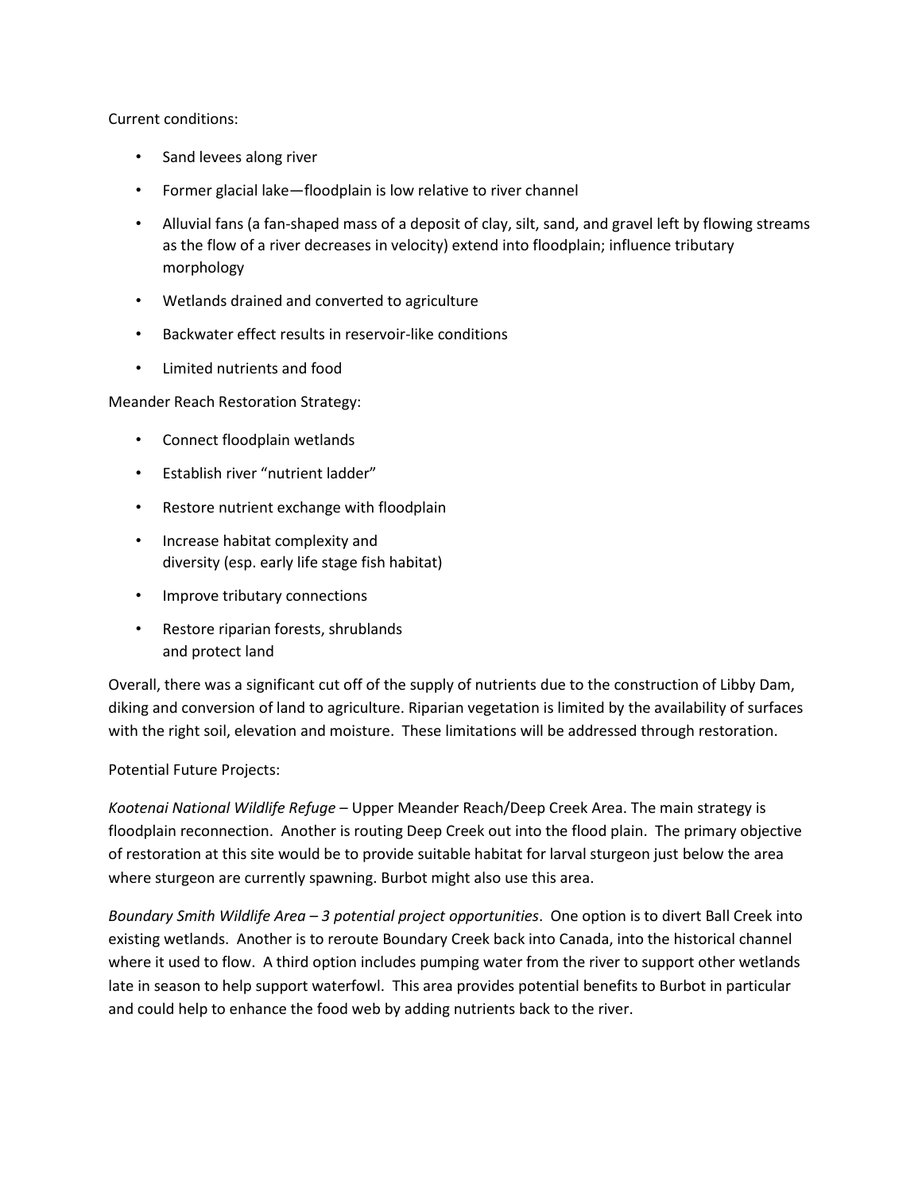Current conditions:

- Sand levees along river
- Former glacial lake—floodplain is low relative to river channel
- Alluvial fans (a fan-shaped mass of a deposit of clay, silt, sand, and gravel left by flowing streams as the flow of a river decreases in velocity) extend into floodplain; influence tributary morphology
- Wetlands drained and converted to agriculture
- Backwater effect results in reservoir-like conditions
- Limited nutrients and food

Meander Reach Restoration Strategy:

- Connect floodplain wetlands
- Establish river "nutrient ladder"
- Restore nutrient exchange with floodplain
- Increase habitat complexity and diversity (esp. early life stage fish habitat)
- Improve tributary connections
- Restore riparian forests, shrublands and protect land

Overall, there was a significant cut off of the supply of nutrients due to the construction of Libby Dam, diking and conversion of land to agriculture. Riparian vegetation is limited by the availability of surfaces with the right soil, elevation and moisture. These limitations will be addressed through restoration.

Potential Future Projects:

*Kootenai National Wildlife Refuge* – Upper Meander Reach/Deep Creek Area. The main strategy is floodplain reconnection. Another is routing Deep Creek out into the flood plain. The primary objective of restoration at this site would be to provide suitable habitat for larval sturgeon just below the area where sturgeon are currently spawning. Burbot might also use this area.

*Boundary Smith Wildlife Area – 3 potential project opportunities*. One option is to divert Ball Creek into existing wetlands. Another is to reroute Boundary Creek back into Canada, into the historical channel where it used to flow. A third option includes pumping water from the river to support other wetlands late in season to help support waterfowl. This area provides potential benefits to Burbot in particular and could help to enhance the food web by adding nutrients back to the river.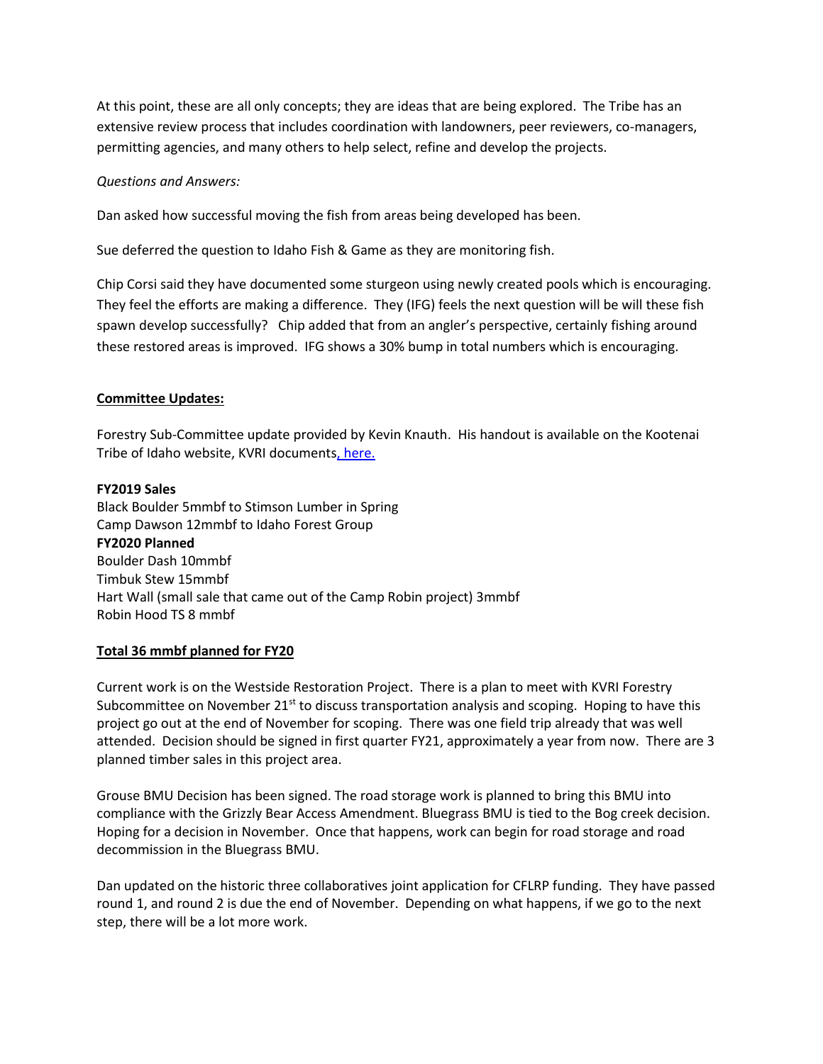At this point, these are all only concepts; they are ideas that are being explored. The Tribe has an extensive review process that includes coordination with landowners, peer reviewers, co-managers, permitting agencies, and many others to help select, refine and develop the projects.

*Questions and Answers:*

Dan asked how successful moving the fish from areas being developed has been.

Sue deferred the question to Idaho Fish & Game as they are monitoring fish.

Chip Corsi said they have documented some sturgeon using newly created pools which is encouraging. They feel the efforts are making a difference. They (IFG) feels the next question will be will these fish spawn develop successfully? Chip added that from an angler's perspective, certainly fishing around these restored areas is improved. IFG shows a 30% bump in total numbers which is encouraging.

**Committee Updates:**

Forestry Sub-Committee update provided by Kevin Knauth. His handout is available on the Kootenai Tribe of Idaho website, KVRI documents, here.

**FY2019 Sales**
Black Boulder 5mmbf to Stimson Lumber in Spring
Camp Dawson 12mmbf to Idaho Forest Group
**FY2020 Planned**
Boulder Dash 10mmbf
Timbuk Stew 15mmbf
Hart Wall (small sale that came out of the Camp Robin project) 3mmbf
Robin Hood TS 8 mmbf

**Total 36 mmbf planned for FY20**

Current work is on the Westside Restoration Project. There is a plan to meet with KVRI Forestry Subcommittee on November 21st to discuss transportation analysis and scoping. Hoping to have this project go out at the end of November for scoping. There was one field trip already that was well attended. Decision should be signed in first quarter FY21, approximately a year from now. There are 3 planned timber sales in this project area.

Grouse BMU Decision has been signed. The road storage work is planned to bring this BMU into compliance with the Grizzly Bear Access Amendment. Bluegrass BMU is tied to the Bog creek decision. Hoping for a decision in November. Once that happens, work can begin for road storage and road decommission in the Bluegrass BMU.

Dan updated on the historic three collaboratives joint application for CFLRP funding. They have passed round 1, and round 2 is due the end of November. Depending on what happens, if we go to the next step, there will be a lot more work.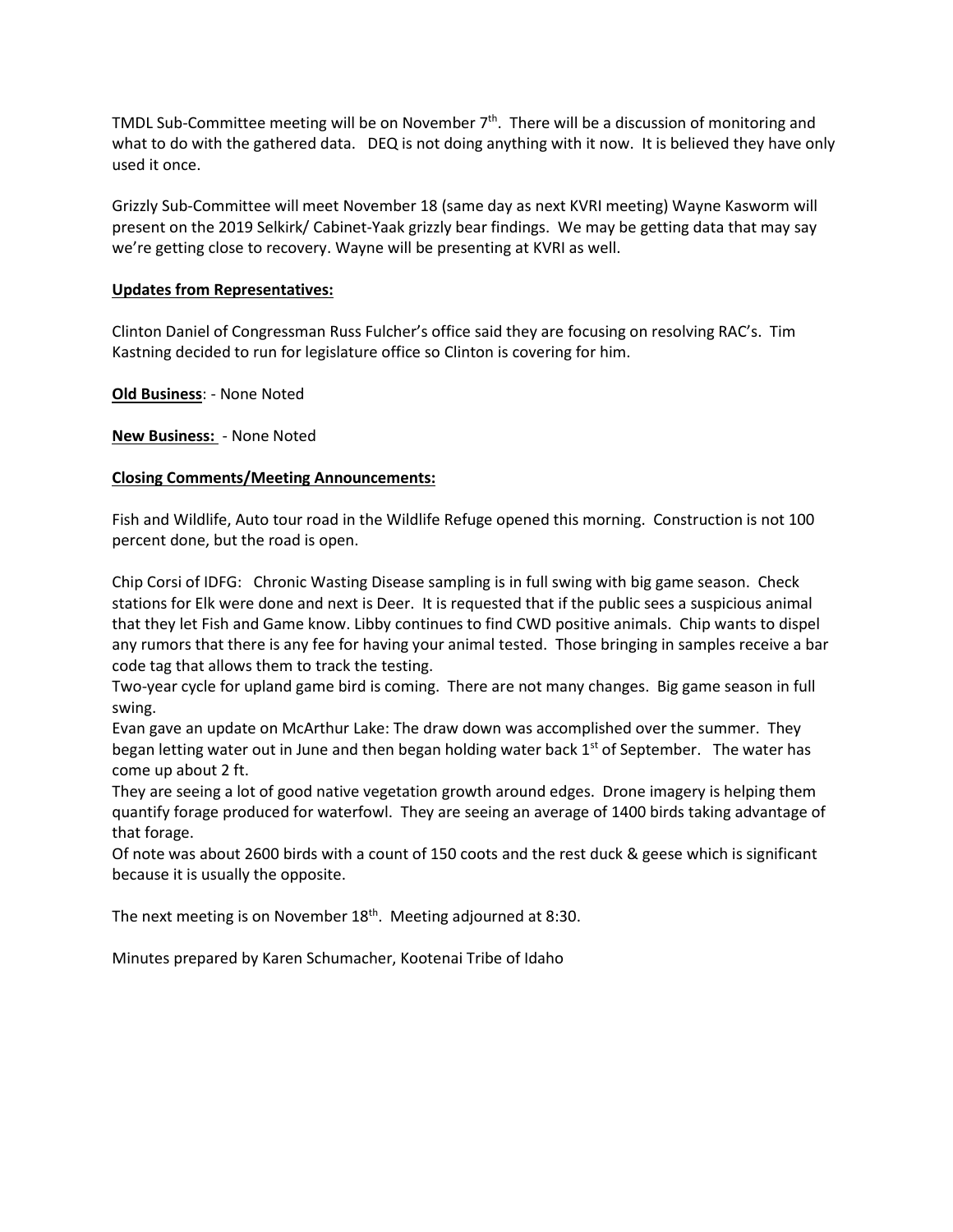TMDL Sub-Committee meeting will be on November 7th. There will be a discussion of monitoring and what to do with the gathered data. DEQ is not doing anything with it now. It is believed they have only used it once.

Grizzly Sub-Committee will meet November 18 (same day as next KVRI meeting) Wayne Kasworm will present on the 2019 Selkirk/ Cabinet-Yaak grizzly bear findings. We may be getting data that may say we're getting close to recovery. Wayne will be presenting at KVRI as well.

**Updates from Representatives:**

Clinton Daniel of Congressman Russ Fulcher's office said they are focusing on resolving RAC's. Tim Kastning decided to run for legislature office so Clinton is covering for him.

**Old Business**: - None Noted

**New Business:** - None Noted

**Closing Comments/Meeting Announcements:**

Fish and Wildlife, Auto tour road in the Wildlife Refuge opened this morning. Construction is not 100 percent done, but the road is open.

Chip Corsi of IDFG: Chronic Wasting Disease sampling is in full swing with big game season. Check stations for Elk were done and next is Deer. It is requested that if the public sees a suspicious animal that they let Fish and Game know. Libby continues to find CWD positive animals. Chip wants to dispel any rumors that there is any fee for having your animal tested. Those bringing in samples receive a bar code tag that allows them to track the testing.
Two-year cycle for upland game bird is coming. There are not many changes. Big game season in full swing.
Evan gave an update on McArthur Lake: The draw down was accomplished over the summer. They began letting water out in June and then began holding water back 1st of September. The water has come up about 2 ft.
They are seeing a lot of good native vegetation growth around edges. Drone imagery is helping them quantify forage produced for waterfowl. They are seeing an average of 1400 birds taking advantage of that forage.
Of note was about 2600 birds with a count of 150 coots and the rest duck & geese which is significant because it is usually the opposite.

The next meeting is on November 18th. Meeting adjourned at 8:30.

Minutes prepared by Karen Schumacher, Kootenai Tribe of Idaho